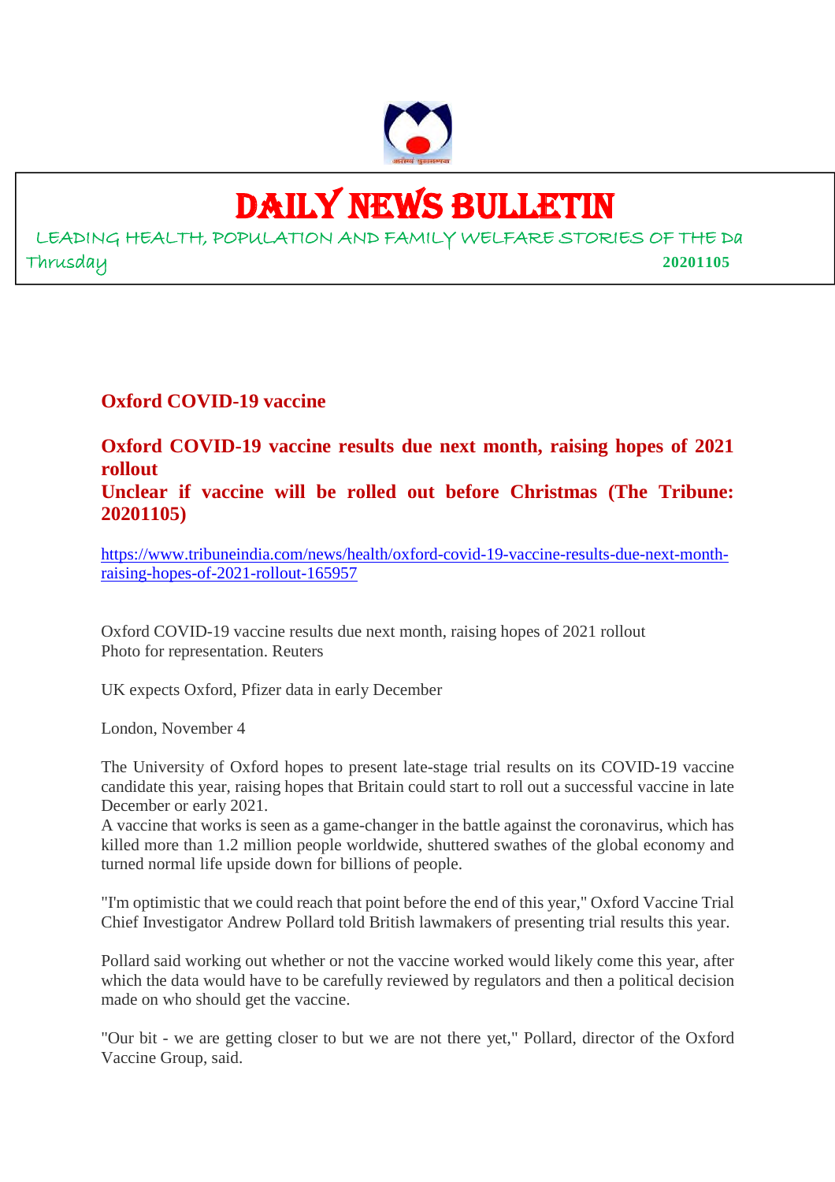# DAILY NEWS BULLETIN

LEADING HEALTH, POPULATION AND FAMILY WELFARE STORIES OF THE Da

Thrusday **20201105**

## Oxford COVID-19 vaccine

## Oxford COVID-19 vaccine results due next month, raising hopes of 2021 rollout

## Unclear if vaccine will be rolled out before Christmas (The Tribune: 20201105)

https://www.tribuneindia.com/news/health/oxford-covid-19-vaccine-results-due-next-month-raising-hopes-of-2021-rollout-165957

Oxford COVID-19 vaccine results due next month, raising hopes of 2021 rollout
Photo for representation. Reuters

UK expects Oxford, Pfizer data in early December

London, November 4

The University of Oxford hopes to present late-stage trial results on its COVID-19 vaccine candidate this year, raising hopes that Britain could start to roll out a successful vaccine in late December or early 2021.

A vaccine that works is seen as a game-changer in the battle against the coronavirus, which has killed more than 1.2 million people worldwide, shuttered swathes of the global economy and turned normal life upside down for billions of people.

"I'm optimistic that we could reach that point before the end of this year," Oxford Vaccine Trial Chief Investigator Andrew Pollard told British lawmakers of presenting trial results this year.

Pollard said working out whether or not the vaccine worked would likely come this year, after which the data would have to be carefully reviewed by regulators and then a political decision made on who should get the vaccine.

"Our bit - we are getting closer to but we are not there yet," Pollard, director of the Oxford Vaccine Group, said.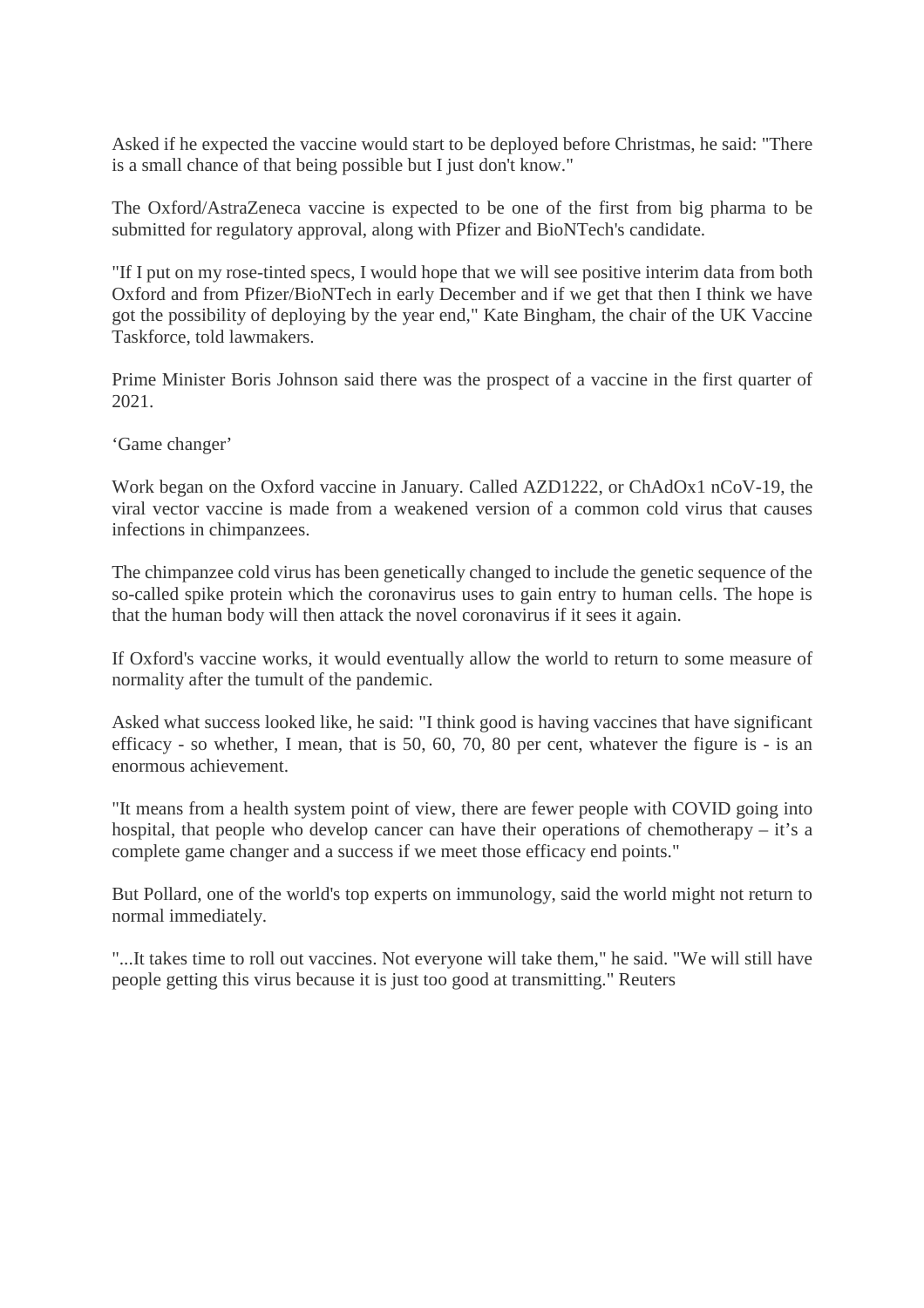Asked if he expected the vaccine would start to be deployed before Christmas, he said: "There is a small chance of that being possible but I just don't know."

The Oxford/AstraZeneca vaccine is expected to be one of the first from big pharma to be submitted for regulatory approval, along with Pfizer and BioNTech's candidate.

"If I put on my rose-tinted specs, I would hope that we will see positive interim data from both Oxford and from Pfizer/BioNTech in early December and if we get that then I think we have got the possibility of deploying by the year end," Kate Bingham, the chair of the UK Vaccine Taskforce, told lawmakers.

Prime Minister Boris Johnson said there was the prospect of a vaccine in the first quarter of 2021.

‘Game changer’

Work began on the Oxford vaccine in January. Called AZD1222, or ChAdOx1 nCoV-19, the viral vector vaccine is made from a weakened version of a common cold virus that causes infections in chimpanzees.

The chimpanzee cold virus has been genetically changed to include the genetic sequence of the so-called spike protein which the coronavirus uses to gain entry to human cells. The hope is that the human body will then attack the novel coronavirus if it sees it again.

If Oxford's vaccine works, it would eventually allow the world to return to some measure of normality after the tumult of the pandemic.

Asked what success looked like, he said: "I think good is having vaccines that have significant efficacy - so whether, I mean, that is 50, 60, 70, 80 per cent, whatever the figure is - is an enormous achievement.

"It means from a health system point of view, there are fewer people with COVID going into hospital, that people who develop cancer can have their operations of chemotherapy – it’s a complete game changer and a success if we meet those efficacy end points."

But Pollard, one of the world's top experts on immunology, said the world might not return to normal immediately.

"...It takes time to roll out vaccines. Not everyone will take them," he said. "We will still have people getting this virus because it is just too good at transmitting." Reuters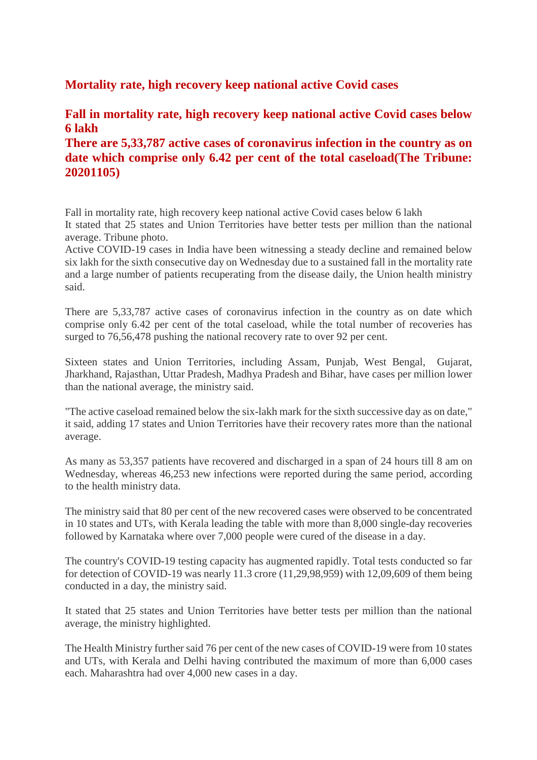## Mortality rate, high recovery keep national active Covid cases

## Fall in mortality rate, high recovery keep national active Covid cases below 6 lakh

## There are 5,33,787 active cases of coronavirus infection in the country as on date which comprise only 6.42 per cent of the total caseload(The Tribune: 20201105)

Fall in mortality rate, high recovery keep national active Covid cases below 6 lakh

It stated that 25 states and Union Territories have better tests per million than the national average. Tribune photo.

Active COVID-19 cases in India have been witnessing a steady decline and remained below six lakh for the sixth consecutive day on Wednesday due to a sustained fall in the mortality rate and a large number of patients recuperating from the disease daily, the Union health ministry said.

There are 5,33,787 active cases of coronavirus infection in the country as on date which comprise only 6.42 per cent of the total caseload, while the total number of recoveries has surged to 76,56,478 pushing the national recovery rate to over 92 per cent.

Sixteen states and Union Territories, including Assam, Punjab, West Bengal, Gujarat, Jharkhand, Rajasthan, Uttar Pradesh, Madhya Pradesh and Bihar, have cases per million lower than the national average, the ministry said.

"The active caseload remained below the six-lakh mark for the sixth successive day as on date," it said, adding 17 states and Union Territories have their recovery rates more than the national average.

As many as 53,357 patients have recovered and discharged in a span of 24 hours till 8 am on Wednesday, whereas 46,253 new infections were reported during the same period, according to the health ministry data.

The ministry said that 80 per cent of the new recovered cases were observed to be concentrated in 10 states and UTs, with Kerala leading the table with more than 8,000 single-day recoveries followed by Karnataka where over 7,000 people were cured of the disease in a day.

The country's COVID-19 testing capacity has augmented rapidly. Total tests conducted so far for detection of COVID-19 was nearly 11.3 crore (11,29,98,959) with 12,09,609 of them being conducted in a day, the ministry said.

It stated that 25 states and Union Territories have better tests per million than the national average, the ministry highlighted.

The Health Ministry further said 76 per cent of the new cases of COVID-19 were from 10 states and UTs, with Kerala and Delhi having contributed the maximum of more than 6,000 cases each. Maharashtra had over 4,000 new cases in a day.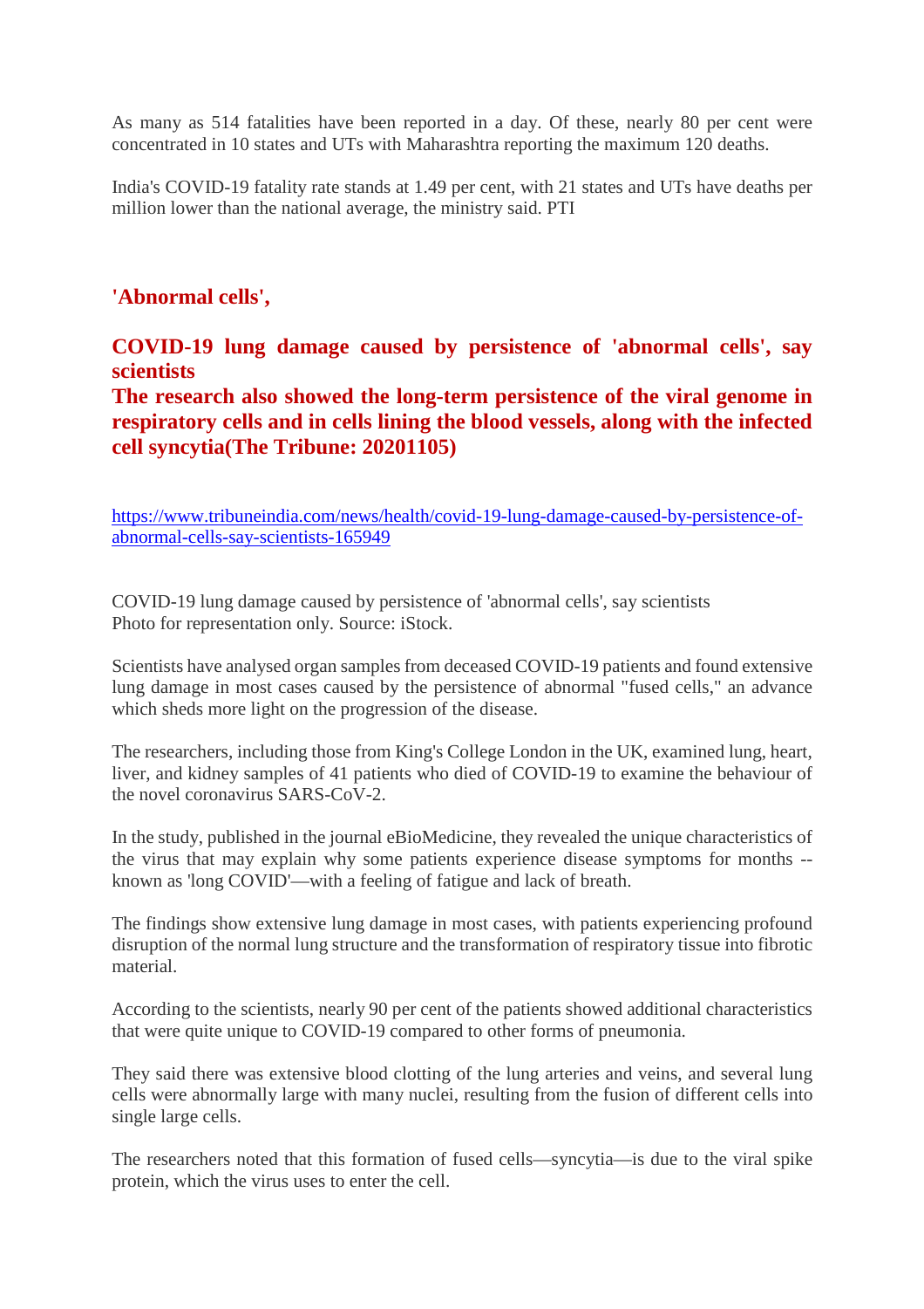As many as 514 fatalities have been reported in a day. Of these, nearly 80 per cent were concentrated in 10 states and UTs with Maharashtra reporting the maximum 120 deaths.

India's COVID-19 fatality rate stands at 1.49 per cent, with 21 states and UTs have deaths per million lower than the national average, the ministry said. PTI

## 'Abnormal cells',

## COVID-19 lung damage caused by persistence of 'abnormal cells', say scientists
## The research also showed the long-term persistence of the viral genome in respiratory cells and in cells lining the blood vessels, along with the infected cell syncytia(The Tribune: 20201105)

https://www.tribuneindia.com/news/health/covid-19-lung-damage-caused-by-persistence-of-abnormal-cells-say-scientists-165949

COVID-19 lung damage caused by persistence of 'abnormal cells', say scientists
Photo for representation only. Source: iStock.

Scientists have analysed organ samples from deceased COVID-19 patients and found extensive lung damage in most cases caused by the persistence of abnormal "fused cells," an advance which sheds more light on the progression of the disease.

The researchers, including those from King's College London in the UK, examined lung, heart, liver, and kidney samples of 41 patients who died of COVID-19 to examine the behaviour of the novel coronavirus SARS-CoV-2.

In the study, published in the journal eBioMedicine, they revealed the unique characteristics of the virus that may explain why some patients experience disease symptoms for months -- known as 'long COVID'—with a feeling of fatigue and lack of breath.

The findings show extensive lung damage in most cases, with patients experiencing profound disruption of the normal lung structure and the transformation of respiratory tissue into fibrotic material.

According to the scientists, nearly 90 per cent of the patients showed additional characteristics that were quite unique to COVID-19 compared to other forms of pneumonia.

They said there was extensive blood clotting of the lung arteries and veins, and several lung cells were abnormally large with many nuclei, resulting from the fusion of different cells into single large cells.

The researchers noted that this formation of fused cells—syncytia—is due to the viral spike protein, which the virus uses to enter the cell.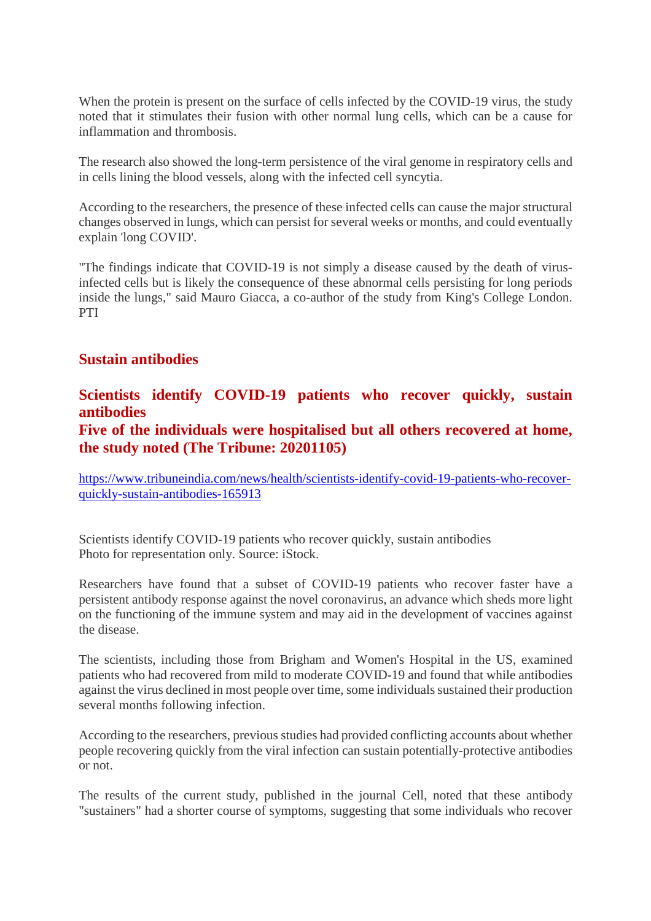When the protein is present on the surface of cells infected by the COVID-19 virus, the study noted that it stimulates their fusion with other normal lung cells, which can be a cause for inflammation and thrombosis.

The research also showed the long-term persistence of the viral genome in respiratory cells and in cells lining the blood vessels, along with the infected cell syncytia.

According to the researchers, the presence of these infected cells can cause the major structural changes observed in lungs, which can persist for several weeks or months, and could eventually explain 'long COVID'.

"The findings indicate that COVID-19 is not simply a disease caused by the death of virus-infected cells but is likely the consequence of these abnormal cells persisting for long periods inside the lungs," said Mauro Giacca, a co-author of the study from King's College London. PTI

## Sustain antibodies

### Scientists identify COVID-19 patients who recover quickly, sustain antibodies
### Five of the individuals were hospitalised but all others recovered at home, the study noted (The Tribune: 20201105)

https://www.tribuneindia.com/news/health/scientists-identify-covid-19-patients-who-recover-quickly-sustain-antibodies-165913

Scientists identify COVID-19 patients who recover quickly, sustain antibodies
Photo for representation only. Source: iStock.

Researchers have found that a subset of COVID-19 patients who recover faster have a persistent antibody response against the novel coronavirus, an advance which sheds more light on the functioning of the immune system and may aid in the development of vaccines against the disease.

The scientists, including those from Brigham and Women's Hospital in the US, examined patients who had recovered from mild to moderate COVID-19 and found that while antibodies against the virus declined in most people over time, some individuals sustained their production several months following infection.

According to the researchers, previous studies had provided conflicting accounts about whether people recovering quickly from the viral infection can sustain potentially-protective antibodies or not.

The results of the current study, published in the journal Cell, noted that these antibody "sustainers" had a shorter course of symptoms, suggesting that some individuals who recover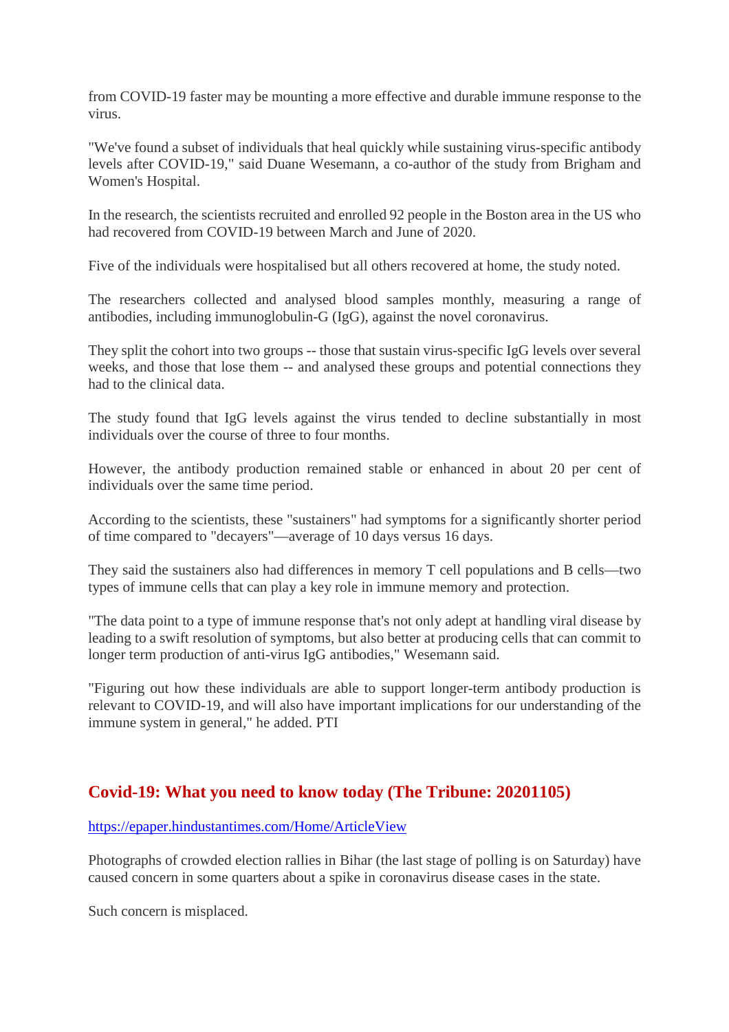from COVID-19 faster may be mounting a more effective and durable immune response to the virus.

"We've found a subset of individuals that heal quickly while sustaining virus-specific antibody levels after COVID-19," said Duane Wesemann, a co-author of the study from Brigham and Women's Hospital.

In the research, the scientists recruited and enrolled 92 people in the Boston area in the US who had recovered from COVID-19 between March and June of 2020.

Five of the individuals were hospitalised but all others recovered at home, the study noted.

The researchers collected and analysed blood samples monthly, measuring a range of antibodies, including immunoglobulin-G (IgG), against the novel coronavirus.

They split the cohort into two groups -- those that sustain virus-specific IgG levels over several weeks, and those that lose them -- and analysed these groups and potential connections they had to the clinical data.

The study found that IgG levels against the virus tended to decline substantially in most individuals over the course of three to four months.

However, the antibody production remained stable or enhanced in about 20 per cent of individuals over the same time period.

According to the scientists, these "sustainers" had symptoms for a significantly shorter period of time compared to "decayers"—average of 10 days versus 16 days.

They said the sustainers also had differences in memory T cell populations and B cells—two types of immune cells that can play a key role in immune memory and protection.

"The data point to a type of immune response that's not only adept at handling viral disease by leading to a swift resolution of symptoms, but also better at producing cells that can commit to longer term production of anti-virus IgG antibodies," Wesemann said.

"Figuring out how these individuals are able to support longer-term antibody production is relevant to COVID-19, and will also have important implications for our understanding of the immune system in general," he added. PTI

## Covid-19: What you need to know today (The Tribune: 20201105)

https://epaper.hindustantimes.com/Home/ArticleView

Photographs of crowded election rallies in Bihar (the last stage of polling is on Saturday) have caused concern in some quarters about a spike in coronavirus disease cases in the state.

Such concern is misplaced.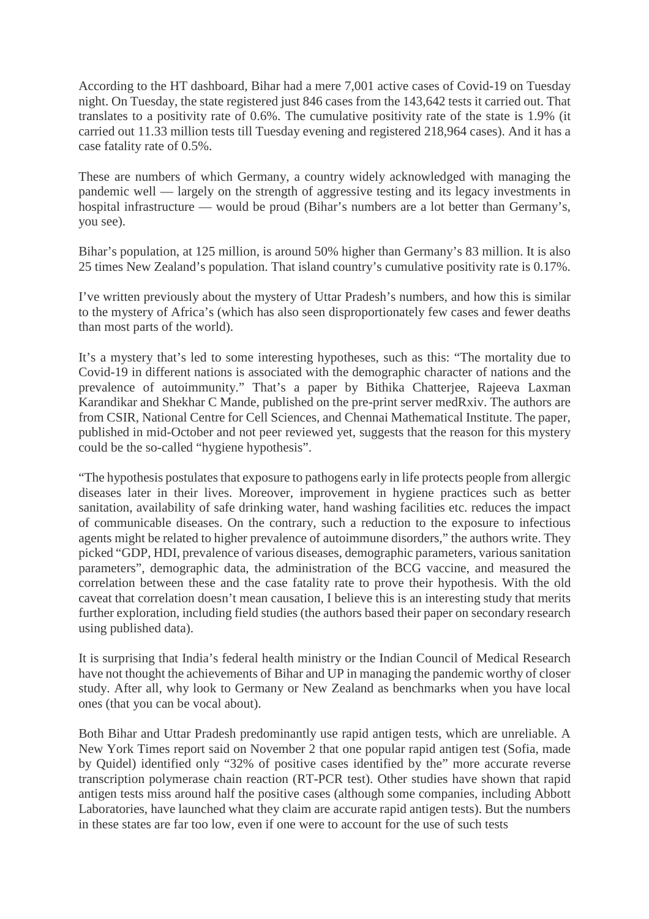According to the HT dashboard, Bihar had a mere 7,001 active cases of Covid-19 on Tuesday night. On Tuesday, the state registered just 846 cases from the 143,642 tests it carried out. That translates to a positivity rate of 0.6%. The cumulative positivity rate of the state is 1.9% (it carried out 11.33 million tests till Tuesday evening and registered 218,964 cases). And it has a case fatality rate of 0.5%.

These are numbers of which Germany, a country widely acknowledged with managing the pandemic well — largely on the strength of aggressive testing and its legacy investments in hospital infrastructure — would be proud (Bihar's numbers are a lot better than Germany's, you see).

Bihar's population, at 125 million, is around 50% higher than Germany's 83 million. It is also 25 times New Zealand's population. That island country's cumulative positivity rate is 0.17%.

I've written previously about the mystery of Uttar Pradesh's numbers, and how this is similar to the mystery of Africa's (which has also seen disproportionately few cases and fewer deaths than most parts of the world).

It's a mystery that's led to some interesting hypotheses, such as this: "The mortality due to Covid-19 in different nations is associated with the demographic character of nations and the prevalence of autoimmunity." That's a paper by Bithika Chatterjee, Rajeeva Laxman Karandikar and Shekhar C Mande, published on the pre-print server medRxiv. The authors are from CSIR, National Centre for Cell Sciences, and Chennai Mathematical Institute. The paper, published in mid-October and not peer reviewed yet, suggests that the reason for this mystery could be the so-called "hygiene hypothesis".

"The hypothesis postulates that exposure to pathogens early in life protects people from allergic diseases later in their lives. Moreover, improvement in hygiene practices such as better sanitation, availability of safe drinking water, hand washing facilities etc. reduces the impact of communicable diseases. On the contrary, such a reduction to the exposure to infectious agents might be related to higher prevalence of autoimmune disorders," the authors write. They picked "GDP, HDI, prevalence of various diseases, demographic parameters, various sanitation parameters", demographic data, the administration of the BCG vaccine, and measured the correlation between these and the case fatality rate to prove their hypothesis. With the old caveat that correlation doesn't mean causation, I believe this is an interesting study that merits further exploration, including field studies (the authors based their paper on secondary research using published data).

It is surprising that India's federal health ministry or the Indian Council of Medical Research have not thought the achievements of Bihar and UP in managing the pandemic worthy of closer study. After all, why look to Germany or New Zealand as benchmarks when you have local ones (that you can be vocal about).

Both Bihar and Uttar Pradesh predominantly use rapid antigen tests, which are unreliable. A New York Times report said on November 2 that one popular rapid antigen test (Sofia, made by Quidel) identified only "32% of positive cases identified by the" more accurate reverse transcription polymerase chain reaction (RT-PCR test). Other studies have shown that rapid antigen tests miss around half the positive cases (although some companies, including Abbott Laboratories, have launched what they claim are accurate rapid antigen tests). But the numbers in these states are far too low, even if one were to account for the use of such tests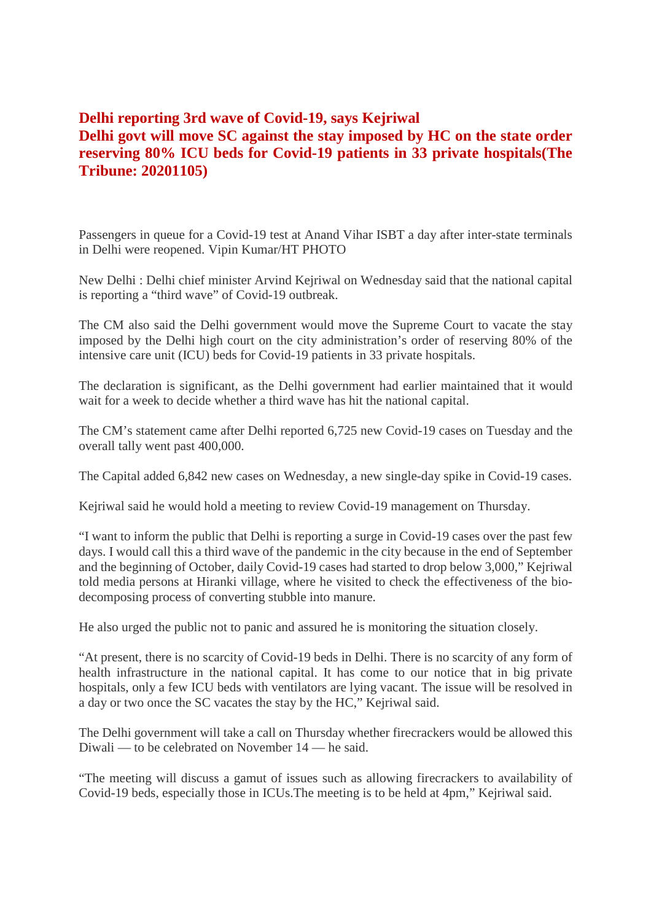# Delhi reporting 3rd wave of Covid-19, says Kejriwal
## Delhi govt will move SC against the stay imposed by HC on the state order reserving 80% ICU beds for Covid-19 patients in 33 private hospitals(The Tribune: 20201105)

Passengers in queue for a Covid-19 test at Anand Vihar ISBT a day after inter-state terminals in Delhi were reopened. Vipin Kumar/HT PHOTO

New Delhi : Delhi chief minister Arvind Kejriwal on Wednesday said that the national capital is reporting a "third wave" of Covid-19 outbreak.

The CM also said the Delhi government would move the Supreme Court to vacate the stay imposed by the Delhi high court on the city administration's order of reserving 80% of the intensive care unit (ICU) beds for Covid-19 patients in 33 private hospitals.

The declaration is significant, as the Delhi government had earlier maintained that it would wait for a week to decide whether a third wave has hit the national capital.

The CM's statement came after Delhi reported 6,725 new Covid-19 cases on Tuesday and the overall tally went past 400,000.

The Capital added 6,842 new cases on Wednesday, a new single-day spike in Covid-19 cases.

Kejriwal said he would hold a meeting to review Covid-19 management on Thursday.

"I want to inform the public that Delhi is reporting a surge in Covid-19 cases over the past few days. I would call this a third wave of the pandemic in the city because in the end of September and the beginning of October, daily Covid-19 cases had started to drop below 3,000," Kejriwal told media persons at Hiranki village, where he visited to check the effectiveness of the bio-decomposing process of converting stubble into manure.

He also urged the public not to panic and assured he is monitoring the situation closely.

"At present, there is no scarcity of Covid-19 beds in Delhi. There is no scarcity of any form of health infrastructure in the national capital. It has come to our notice that in big private hospitals, only a few ICU beds with ventilators are lying vacant. The issue will be resolved in a day or two once the SC vacates the stay by the HC," Kejriwal said.

The Delhi government will take a call on Thursday whether firecrackers would be allowed this Diwali — to be celebrated on November 14 — he said.

"The meeting will discuss a gamut of issues such as allowing firecrackers to availability of Covid-19 beds, especially those in ICUs.The meeting is to be held at 4pm," Kejriwal said.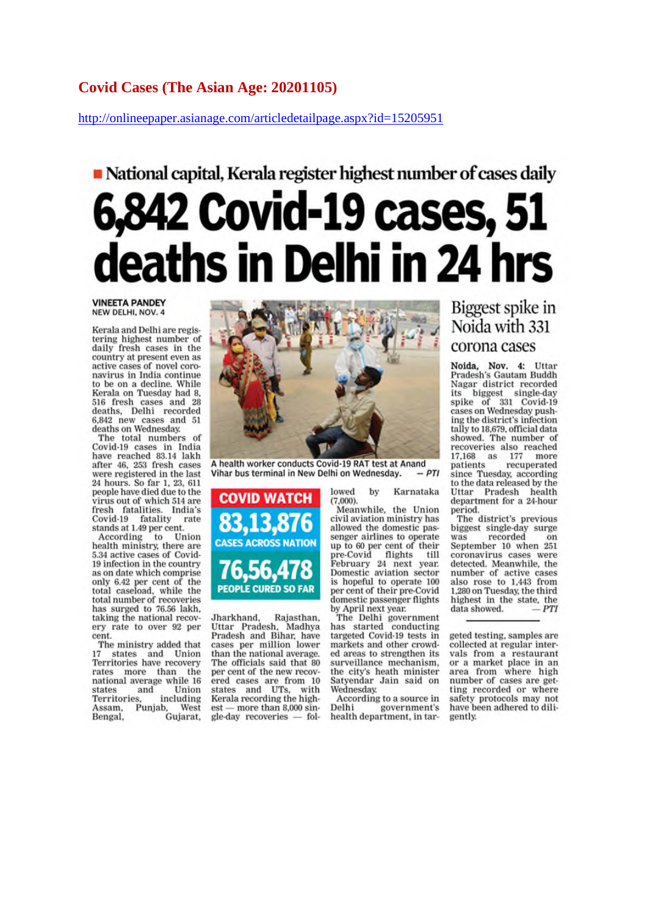**Covid Cases (The Asian Age: 20201105)**

http://onlineepaper.asianage.com/articledetailpage.aspx?id=15205951

■ National capital, Kerala register highest number of cases daily

# 6,842 Covid-19 cases, 51 deaths in Delhi in 24 hrs

**VINEETA PANDEY**
NEW DELHI, NOV. 4

Kerala and Delhi are registering highest number of daily fresh cases in the country at present even as active cases of novel coronavirus in India continue to be on a decline. While Kerala on Tuesday had 8,516 fresh cases and 28 deaths, Delhi recorded 6,842 new cases and 51 deaths on Wednesday.

The total numbers of Covid-19 cases in India have reached 83.14 lakh after 46, 253 fresh cases were registered in the last 24 hours. So far 1, 23, 611 people have died due to the virus out of which 514 are fresh fatalities. India's Covid-19 fatality rate stands at 1.49 per cent.

According to Union health ministry, there are 5.34 active cases of Covid-19 infection in the country as on date which comprise only 6.42 per cent of the total caseload, while the total number of recoveries has surged to 76.56 lakh, taking the national recovery rate to over 92 per cent.

The ministry added that 17 states and Union Territories have recovery rates more than the national average while 16 states and Union Territories, including Assam, Punjab, West Bengal, Gujarat, Jharkhand, Rajasthan, Uttar Pradesh, Madhya Pradesh and Bihar, have cases per million lower than the national average.

The officials said that 80 per cent of the new recovered cases are from 10 states and UTs, with Kerala recording the highest — more than 8,000 single-day recoveries — followed by Karnataka (7,000).

Meanwhile, the Union civil aviation ministry has allowed the domestic passenger airlines to operate up to 60 per cent of their pre-Covid flights till February 24 next year. Domestic aviation sector is hopeful to operate 100 per cent of their pre-Covid domestic passenger flights by April next year.

The Delhi government has started conducting targeted Covid-19 tests in markets and other crowded areas to strengthen its surveillance mechanism, the city's heath minister Satyendar Jain said on Wednesday.

According to a source in Delhi government's health department, in targeted testing, samples are collected at regular intervals from a restaurant or a market place in an area from where high number of cases are getting recorded or where safety protocols may not have been adhered to diligently.

A health worker conducts Covid-19 RAT test at Anand Vihar bus terminal in New Delhi on Wednesday. — *PTI*

**COVID WATCH**

**83,13,876**
CASES ACROSS NATION

**76,56,478**
PEOPLE CURED SO FAR

## Biggest spike in Noida with 331 corona cases

**Noida, Nov. 4:** Uttar Pradesh's Gautam Buddh Nagar district recorded its biggest single-day spike of 331 Covid-19 cases on Wednesday pushing the district's infection tally to 18,679, official data showed. The number of recoveries also reached 17,168 as 177 more patients recuperated since Tuesday, according to the data released by the Uttar Pradesh health department for a 24-hour period.

The district's previous biggest single-day surge was recorded on September 10 when 251 coronavirus cases were detected. Meanwhile, the number of active cases also rose to 1,443 from 1,280 on Tuesday, the third highest in the state, the data showed. — *PTI*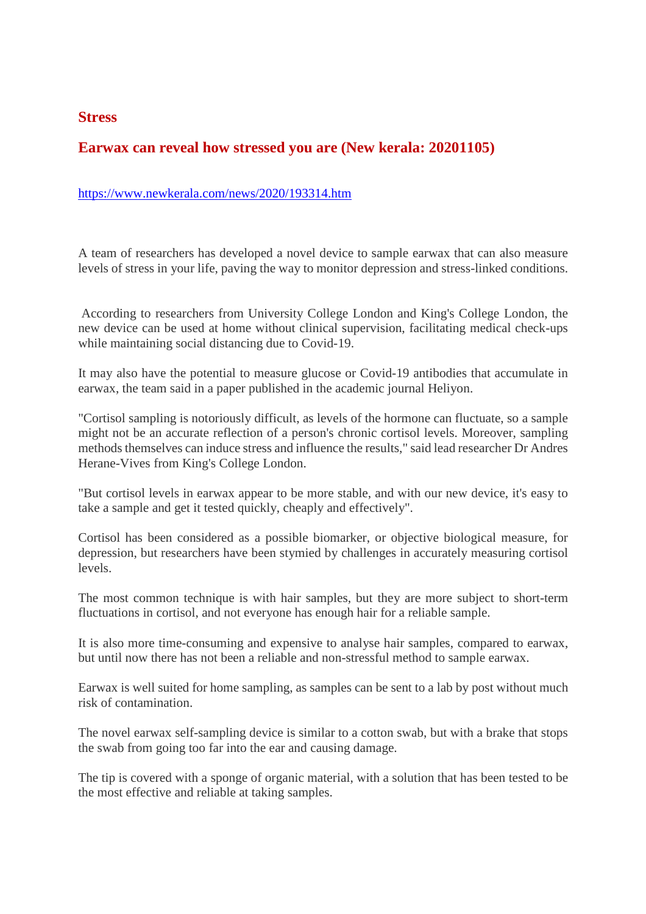## Stress

## Earwax can reveal how stressed you are (New kerala: 20201105)

https://www.newkerala.com/news/2020/193314.htm

A team of researchers has developed a novel device to sample earwax that can also measure levels of stress in your life, paving the way to monitor depression and stress-linked conditions.

According to researchers from University College London and King's College London, the new device can be used at home without clinical supervision, facilitating medical check-ups while maintaining social distancing due to Covid-19.

It may also have the potential to measure glucose or Covid-19 antibodies that accumulate in earwax, the team said in a paper published in the academic journal Heliyon.

"Cortisol sampling is notoriously difficult, as levels of the hormone can fluctuate, so a sample might not be an accurate reflection of a person's chronic cortisol levels. Moreover, sampling methods themselves can induce stress and influence the results," said lead researcher Dr Andres Herane-Vives from King's College London.

"But cortisol levels in earwax appear to be more stable, and with our new device, it's easy to take a sample and get it tested quickly, cheaply and effectively".

Cortisol has been considered as a possible biomarker, or objective biological measure, for depression, but researchers have been stymied by challenges in accurately measuring cortisol levels.

The most common technique is with hair samples, but they are more subject to short-term fluctuations in cortisol, and not everyone has enough hair for a reliable sample.

It is also more time-consuming and expensive to analyse hair samples, compared to earwax, but until now there has not been a reliable and non-stressful method to sample earwax.

Earwax is well suited for home sampling, as samples can be sent to a lab by post without much risk of contamination.

The novel earwax self-sampling device is similar to a cotton swab, but with a brake that stops the swab from going too far into the ear and causing damage.

The tip is covered with a sponge of organic material, with a solution that has been tested to be the most effective and reliable at taking samples.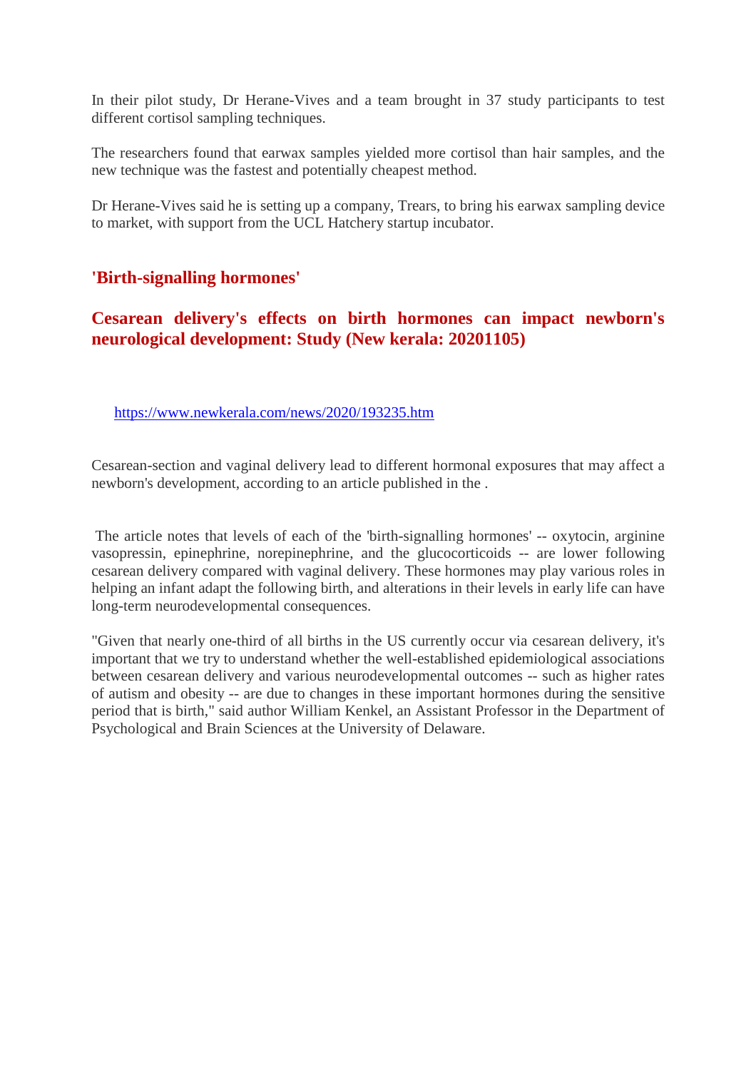In their pilot study, Dr Herane-Vives and a team brought in 37 study participants to test different cortisol sampling techniques.

The researchers found that earwax samples yielded more cortisol than hair samples, and the new technique was the fastest and potentially cheapest method.

Dr Herane-Vives said he is setting up a company, Trears, to bring his earwax sampling device to market, with support from the UCL Hatchery startup incubator.

## 'Birth-signalling hormones'

## Cesarean delivery's effects on birth hormones can impact newborn's neurological development: Study (New kerala: 20201105)

https://www.newkerala.com/news/2020/193235.htm

Cesarean-section and vaginal delivery lead to different hormonal exposures that may affect a newborn's development, according to an article published in the .

The article notes that levels of each of the 'birth-signalling hormones' -- oxytocin, arginine vasopressin, epinephrine, norepinephrine, and the glucocorticoids -- are lower following cesarean delivery compared with vaginal delivery. These hormones may play various roles in helping an infant adapt the following birth, and alterations in their levels in early life can have long-term neurodevelopmental consequences.

"Given that nearly one-third of all births in the US currently occur via cesarean delivery, it's important that we try to understand whether the well-established epidemiological associations between cesarean delivery and various neurodevelopmental outcomes -- such as higher rates of autism and obesity -- are due to changes in these important hormones during the sensitive period that is birth," said author William Kenkel, an Assistant Professor in the Department of Psychological and Brain Sciences at the University of Delaware.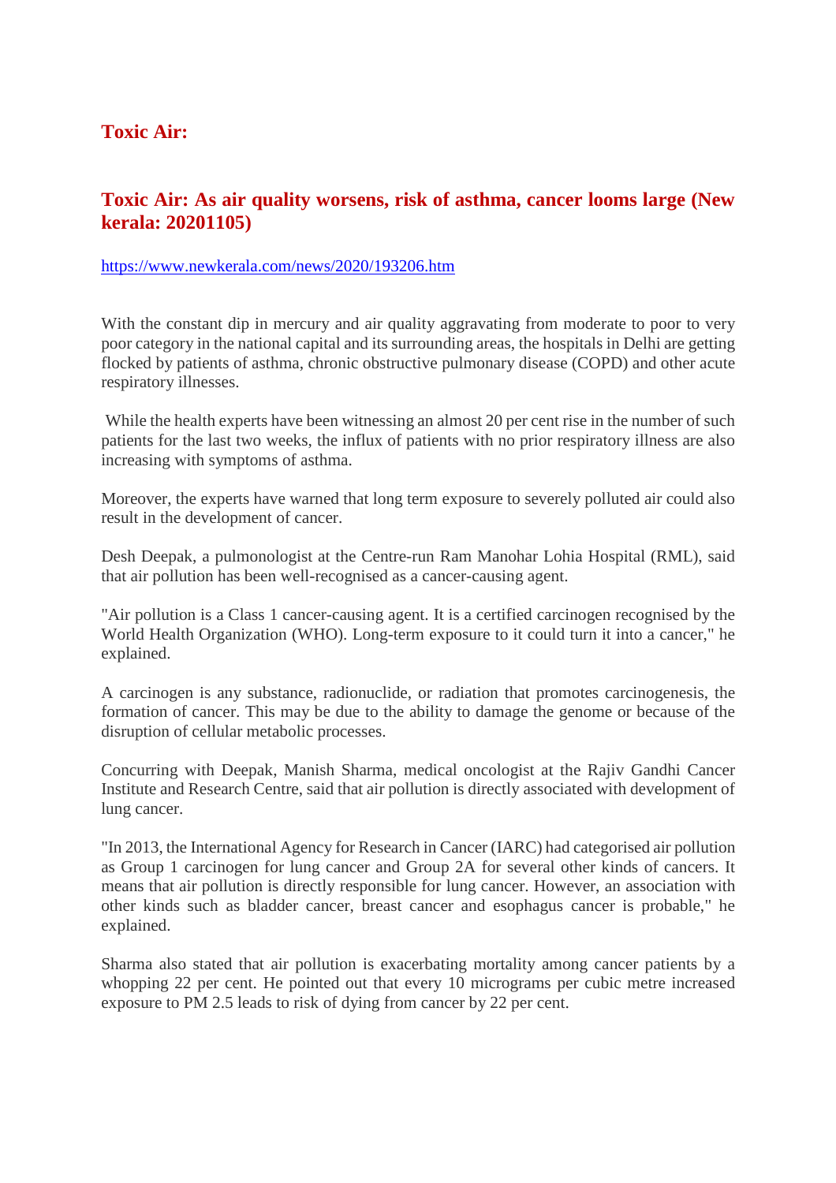## Toxic Air:

## Toxic Air: As air quality worsens, risk of asthma, cancer looms large (New kerala: 20201105)

https://www.newkerala.com/news/2020/193206.htm

With the constant dip in mercury and air quality aggravating from moderate to poor to very poor category in the national capital and its surrounding areas, the hospitals in Delhi are getting flocked by patients of asthma, chronic obstructive pulmonary disease (COPD) and other acute respiratory illnesses.

While the health experts have been witnessing an almost 20 per cent rise in the number of such patients for the last two weeks, the influx of patients with no prior respiratory illness are also increasing with symptoms of asthma.

Moreover, the experts have warned that long term exposure to severely polluted air could also result in the development of cancer.

Desh Deepak, a pulmonologist at the Centre-run Ram Manohar Lohia Hospital (RML), said that air pollution has been well-recognised as a cancer-causing agent.

"Air pollution is a Class 1 cancer-causing agent. It is a certified carcinogen recognised by the World Health Organization (WHO). Long-term exposure to it could turn it into a cancer," he explained.

A carcinogen is any substance, radionuclide, or radiation that promotes carcinogenesis, the formation of cancer. This may be due to the ability to damage the genome or because of the disruption of cellular metabolic processes.

Concurring with Deepak, Manish Sharma, medical oncologist at the Rajiv Gandhi Cancer Institute and Research Centre, said that air pollution is directly associated with development of lung cancer.

"In 2013, the International Agency for Research in Cancer (IARC) had categorised air pollution as Group 1 carcinogen for lung cancer and Group 2A for several other kinds of cancers. It means that air pollution is directly responsible for lung cancer. However, an association with other kinds such as bladder cancer, breast cancer and esophagus cancer is probable," he explained.

Sharma also stated that air pollution is exacerbating mortality among cancer patients by a whopping 22 per cent. He pointed out that every 10 micrograms per cubic metre increased exposure to PM 2.5 leads to risk of dying from cancer by 22 per cent.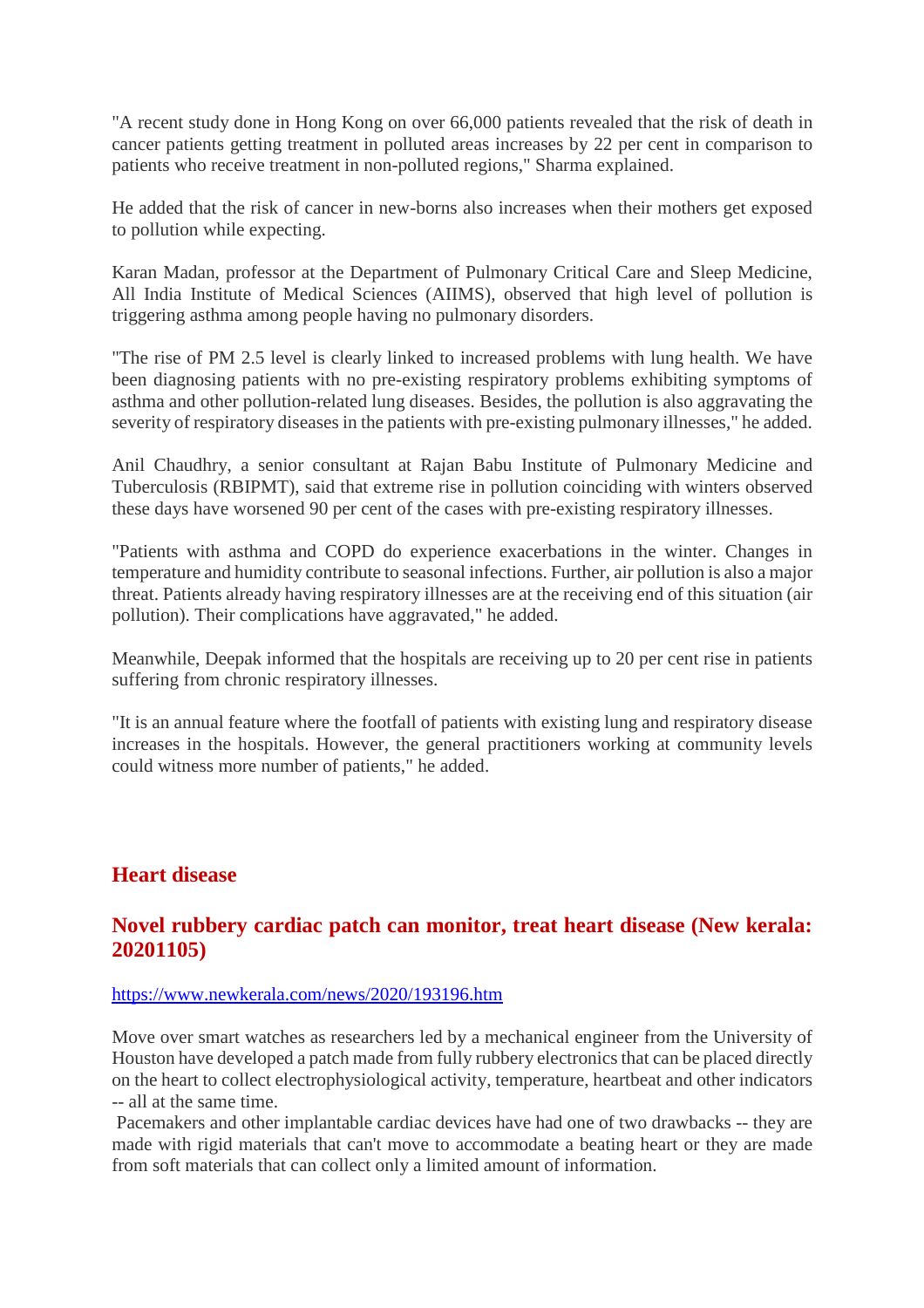"A recent study done in Hong Kong on over 66,000 patients revealed that the risk of death in cancer patients getting treatment in polluted areas increases by 22 per cent in comparison to patients who receive treatment in non-polluted regions," Sharma explained.

He added that the risk of cancer in new-borns also increases when their mothers get exposed to pollution while expecting.

Karan Madan, professor at the Department of Pulmonary Critical Care and Sleep Medicine, All India Institute of Medical Sciences (AIIMS), observed that high level of pollution is triggering asthma among people having no pulmonary disorders.

"The rise of PM 2.5 level is clearly linked to increased problems with lung health. We have been diagnosing patients with no pre-existing respiratory problems exhibiting symptoms of asthma and other pollution-related lung diseases. Besides, the pollution is also aggravating the severity of respiratory diseases in the patients with pre-existing pulmonary illnesses," he added.

Anil Chaudhry, a senior consultant at Rajan Babu Institute of Pulmonary Medicine and Tuberculosis (RBIPMT), said that extreme rise in pollution coinciding with winters observed these days have worsened 90 per cent of the cases with pre-existing respiratory illnesses.

"Patients with asthma and COPD do experience exacerbations in the winter. Changes in temperature and humidity contribute to seasonal infections. Further, air pollution is also a major threat. Patients already having respiratory illnesses are at the receiving end of this situation (air pollution). Their complications have aggravated," he added.

Meanwhile, Deepak informed that the hospitals are receiving up to 20 per cent rise in patients suffering from chronic respiratory illnesses.

"It is an annual feature where the footfall of patients with existing lung and respiratory disease increases in the hospitals. However, the general practitioners working at community levels could witness more number of patients," he added.

## Heart disease

### Novel rubbery cardiac patch can monitor, treat heart disease (New kerala: 20201105)

https://www.newkerala.com/news/2020/193196.htm

Move over smart watches as researchers led by a mechanical engineer from the University of Houston have developed a patch made from fully rubbery electronics that can be placed directly on the heart to collect electrophysiological activity, temperature, heartbeat and other indicators -- all at the same time.

Pacemakers and other implantable cardiac devices have had one of two drawbacks -- they are made with rigid materials that can't move to accommodate a beating heart or they are made from soft materials that can collect only a limited amount of information.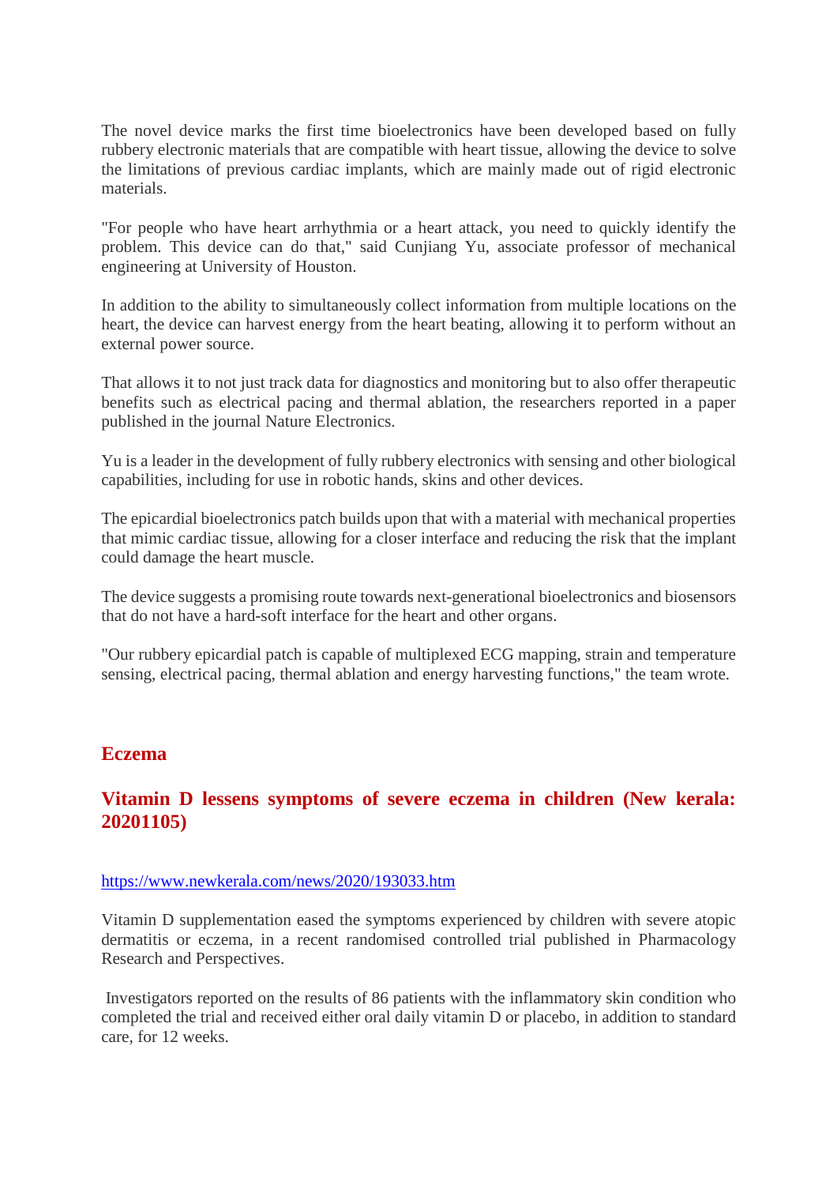The novel device marks the first time bioelectronics have been developed based on fully rubbery electronic materials that are compatible with heart tissue, allowing the device to solve the limitations of previous cardiac implants, which are mainly made out of rigid electronic materials.

"For people who have heart arrhythmia or a heart attack, you need to quickly identify the problem. This device can do that," said Cunjiang Yu, associate professor of mechanical engineering at University of Houston.

In addition to the ability to simultaneously collect information from multiple locations on the heart, the device can harvest energy from the heart beating, allowing it to perform without an external power source.

That allows it to not just track data for diagnostics and monitoring but to also offer therapeutic benefits such as electrical pacing and thermal ablation, the researchers reported in a paper published in the journal Nature Electronics.

Yu is a leader in the development of fully rubbery electronics with sensing and other biological capabilities, including for use in robotic hands, skins and other devices.

The epicardial bioelectronics patch builds upon that with a material with mechanical properties that mimic cardiac tissue, allowing for a closer interface and reducing the risk that the implant could damage the heart muscle.

The device suggests a promising route towards next-generational bioelectronics and biosensors that do not have a hard-soft interface for the heart and other organs.

"Our rubbery epicardial patch is capable of multiplexed ECG mapping, strain and temperature sensing, electrical pacing, thermal ablation and energy harvesting functions," the team wrote.

## Eczema

### Vitamin D lessens symptoms of severe eczema in children (New kerala: 20201105)

https://www.newkerala.com/news/2020/193033.htm

Vitamin D supplementation eased the symptoms experienced by children with severe atopic dermatitis or eczema, in a recent randomised controlled trial published in Pharmacology Research and Perspectives.

Investigators reported on the results of 86 patients with the inflammatory skin condition who completed the trial and received either oral daily vitamin D or placebo, in addition to standard care, for 12 weeks.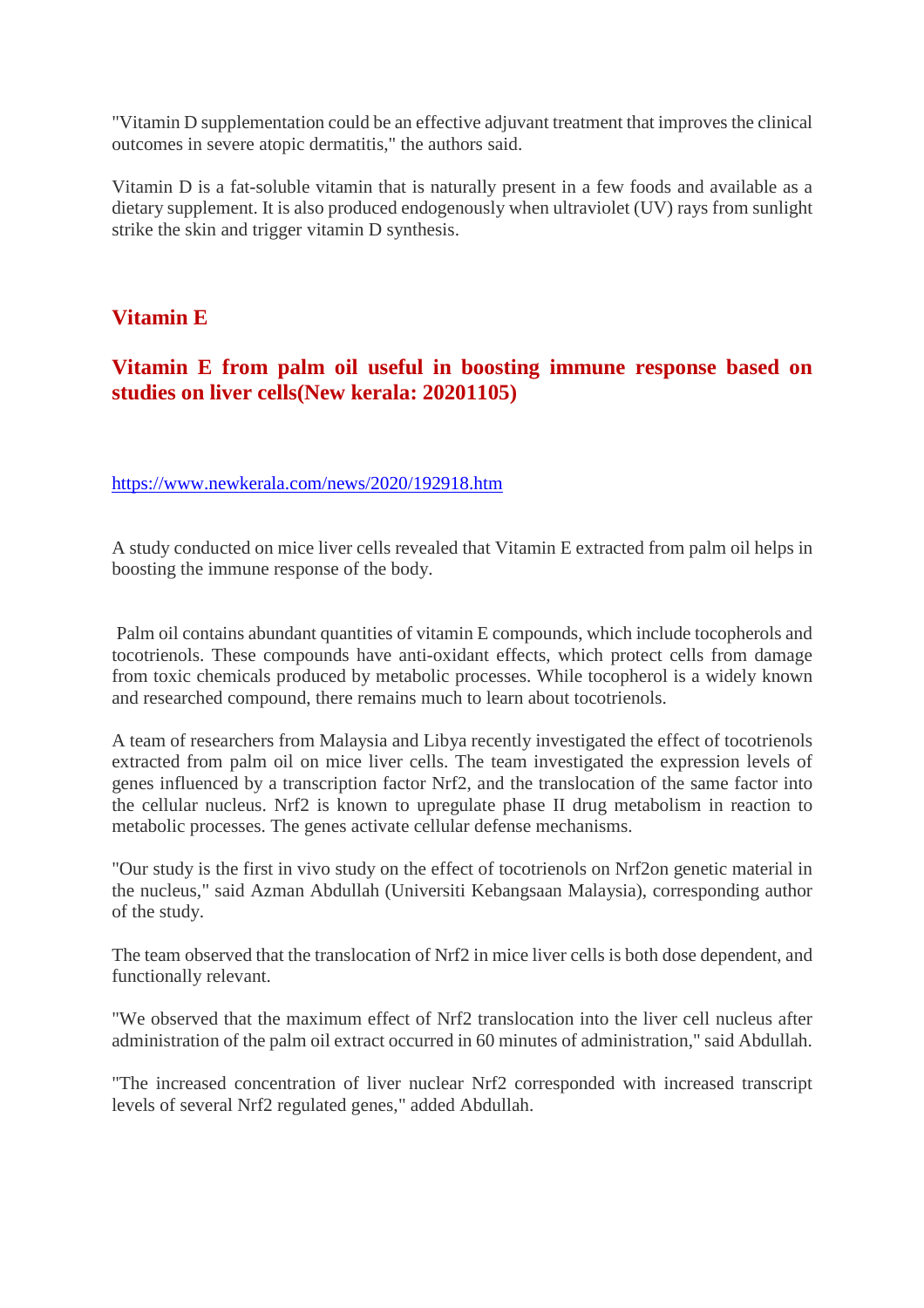"Vitamin D supplementation could be an effective adjuvant treatment that improves the clinical outcomes in severe atopic dermatitis," the authors said.

Vitamin D is a fat-soluble vitamin that is naturally present in a few foods and available as a dietary supplement. It is also produced endogenously when ultraviolet (UV) rays from sunlight strike the skin and trigger vitamin D synthesis.

## Vitamin E

### Vitamin E from palm oil useful in boosting immune response based on studies on liver cells(New kerala: 20201105)

https://www.newkerala.com/news/2020/192918.htm

A study conducted on mice liver cells revealed that Vitamin E extracted from palm oil helps in boosting the immune response of the body.

Palm oil contains abundant quantities of vitamin E compounds, which include tocopherols and tocotrienols. These compounds have anti-oxidant effects, which protect cells from damage from toxic chemicals produced by metabolic processes. While tocopherol is a widely known and researched compound, there remains much to learn about tocotrienols.

A team of researchers from Malaysia and Libya recently investigated the effect of tocotrienols extracted from palm oil on mice liver cells. The team investigated the expression levels of genes influenced by a transcription factor Nrf2, and the translocation of the same factor into the cellular nucleus. Nrf2 is known to upregulate phase II drug metabolism in reaction to metabolic processes. The genes activate cellular defense mechanisms.

"Our study is the first in vivo study on the effect of tocotrienols on Nrf2on genetic material in the nucleus," said Azman Abdullah (Universiti Kebangsaan Malaysia), corresponding author of the study.

The team observed that the translocation of Nrf2 in mice liver cells is both dose dependent, and functionally relevant.

"We observed that the maximum effect of Nrf2 translocation into the liver cell nucleus after administration of the palm oil extract occurred in 60 minutes of administration," said Abdullah.

"The increased concentration of liver nuclear Nrf2 corresponded with increased transcript levels of several Nrf2 regulated genes," added Abdullah.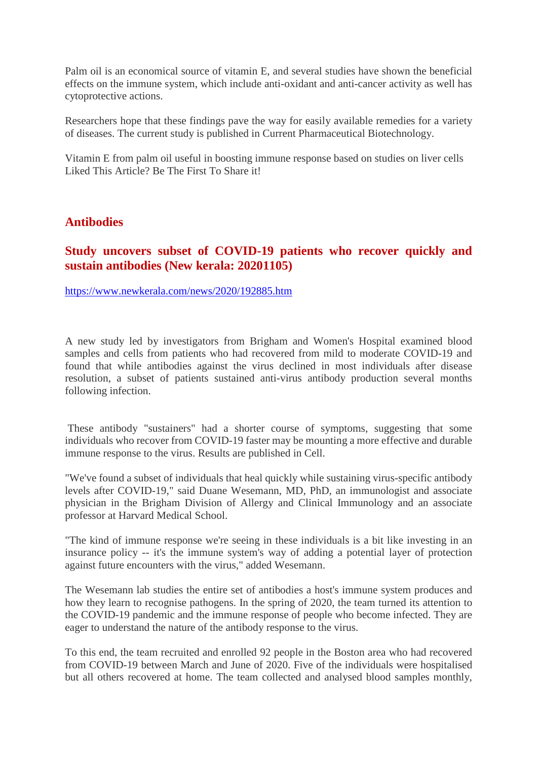Palm oil is an economical source of vitamin E, and several studies have shown the beneficial effects on the immune system, which include anti-oxidant and anti-cancer activity as well has cytoprotective actions.

Researchers hope that these findings pave the way for easily available remedies for a variety of diseases. The current study is published in Current Pharmaceutical Biotechnology.

Vitamin E from palm oil useful in boosting immune response based on studies on liver cells
Liked This Article? Be The First To Share it!

## Antibodies

### Study uncovers subset of COVID-19 patients who recover quickly and sustain antibodies (New kerala: 20201105)

https://www.newkerala.com/news/2020/192885.htm

A new study led by investigators from Brigham and Women's Hospital examined blood samples and cells from patients who had recovered from mild to moderate COVID-19 and found that while antibodies against the virus declined in most individuals after disease resolution, a subset of patients sustained anti-virus antibody production several months following infection.

These antibody "sustainers" had a shorter course of symptoms, suggesting that some individuals who recover from COVID-19 faster may be mounting a more effective and durable immune response to the virus. Results are published in Cell.

"We've found a subset of individuals that heal quickly while sustaining virus-specific antibody levels after COVID-19," said Duane Wesemann, MD, PhD, an immunologist and associate physician in the Brigham Division of Allergy and Clinical Immunology and an associate professor at Harvard Medical School.

"The kind of immune response we're seeing in these individuals is a bit like investing in an insurance policy -- it's the immune system's way of adding a potential layer of protection against future encounters with the virus," added Wesemann.

The Wesemann lab studies the entire set of antibodies a host's immune system produces and how they learn to recognise pathogens. In the spring of 2020, the team turned its attention to the COVID-19 pandemic and the immune response of people who become infected. They are eager to understand the nature of the antibody response to the virus.

To this end, the team recruited and enrolled 92 people in the Boston area who had recovered from COVID-19 between March and June of 2020. Five of the individuals were hospitalised but all others recovered at home. The team collected and analysed blood samples monthly,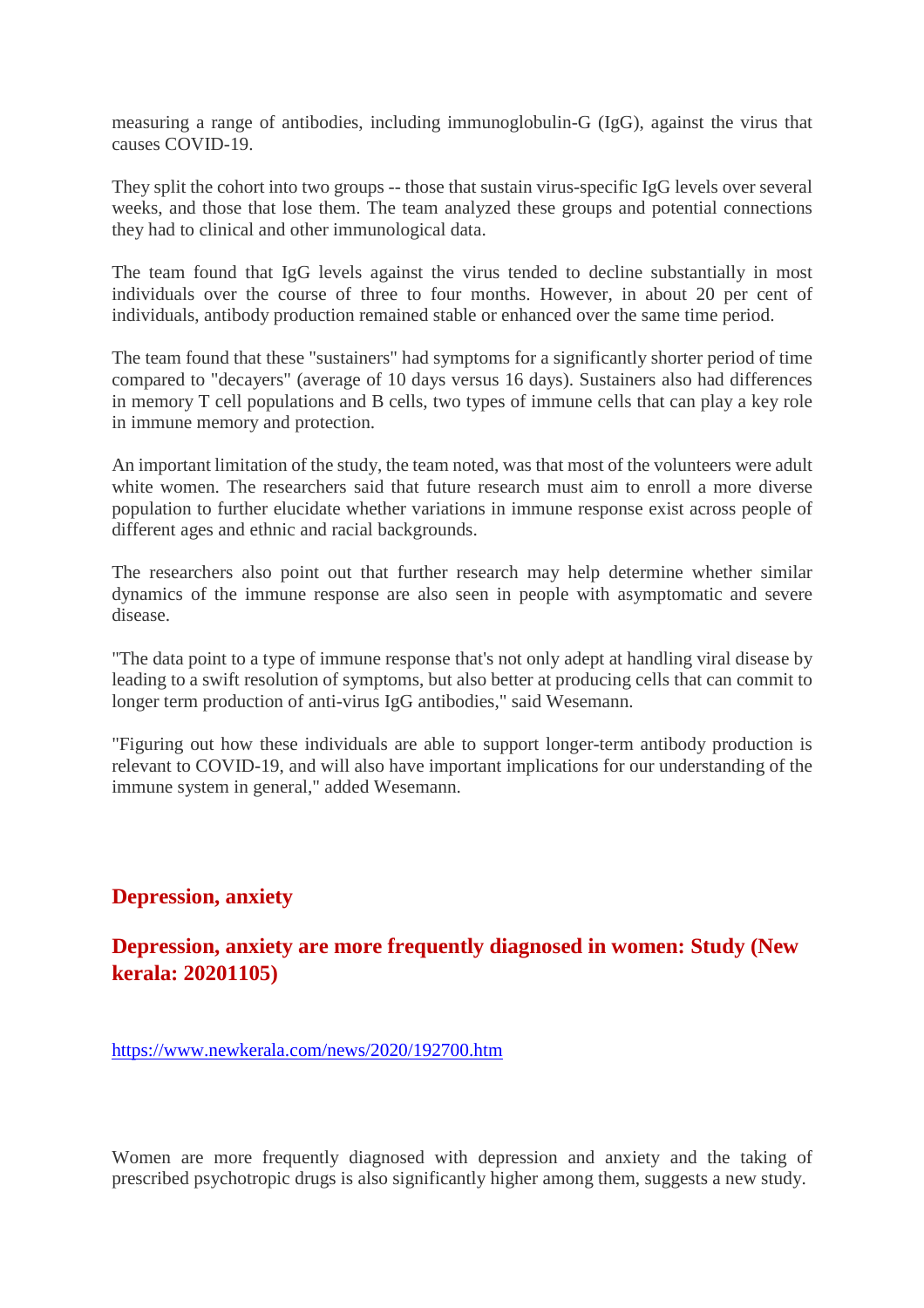measuring a range of antibodies, including immunoglobulin-G (IgG), against the virus that causes COVID-19.

They split the cohort into two groups -- those that sustain virus-specific IgG levels over several weeks, and those that lose them. The team analyzed these groups and potential connections they had to clinical and other immunological data.

The team found that IgG levels against the virus tended to decline substantially in most individuals over the course of three to four months. However, in about 20 per cent of individuals, antibody production remained stable or enhanced over the same time period.

The team found that these "sustainers" had symptoms for a significantly shorter period of time compared to "decayers" (average of 10 days versus 16 days). Sustainers also had differences in memory T cell populations and B cells, two types of immune cells that can play a key role in immune memory and protection.

An important limitation of the study, the team noted, was that most of the volunteers were adult white women. The researchers said that future research must aim to enroll a more diverse population to further elucidate whether variations in immune response exist across people of different ages and ethnic and racial backgrounds.

The researchers also point out that further research may help determine whether similar dynamics of the immune response are also seen in people with asymptomatic and severe disease.

"The data point to a type of immune response that's not only adept at handling viral disease by leading to a swift resolution of symptoms, but also better at producing cells that can commit to longer term production of anti-virus IgG antibodies," said Wesemann.

"Figuring out how these individuals are able to support longer-term antibody production is relevant to COVID-19, and will also have important implications for our understanding of the immune system in general," added Wesemann.

## Depression, anxiety

## Depression, anxiety are more frequently diagnosed in women: Study (New kerala: 20201105)

https://www.newkerala.com/news/2020/192700.htm

Women are more frequently diagnosed with depression and anxiety and the taking of prescribed psychotropic drugs is also significantly higher among them, suggests a new study.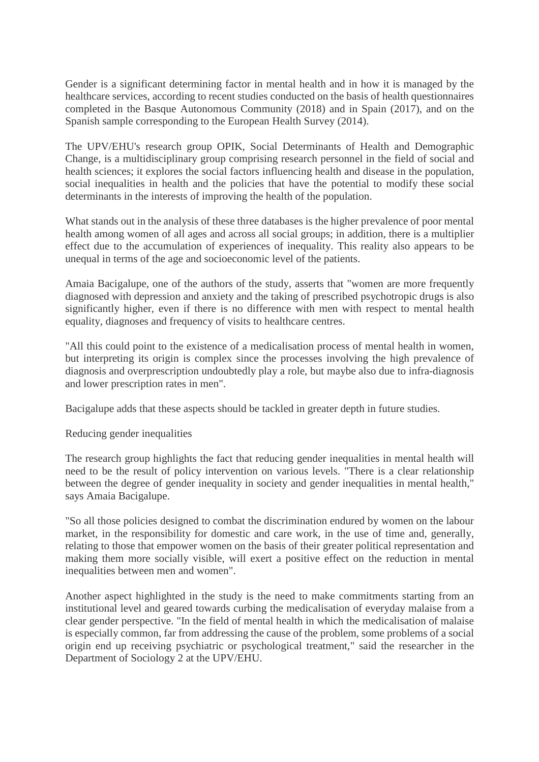Gender is a significant determining factor in mental health and in how it is managed by the healthcare services, according to recent studies conducted on the basis of health questionnaires completed in the Basque Autonomous Community (2018) and in Spain (2017), and on the Spanish sample corresponding to the European Health Survey (2014).

The UPV/EHU's research group OPIK, Social Determinants of Health and Demographic Change, is a multidisciplinary group comprising research personnel in the field of social and health sciences; it explores the social factors influencing health and disease in the population, social inequalities in health and the policies that have the potential to modify these social determinants in the interests of improving the health of the population.

What stands out in the analysis of these three databases is the higher prevalence of poor mental health among women of all ages and across all social groups; in addition, there is a multiplier effect due to the accumulation of experiences of inequality. This reality also appears to be unequal in terms of the age and socioeconomic level of the patients.

Amaia Bacigalupe, one of the authors of the study, asserts that "women are more frequently diagnosed with depression and anxiety and the taking of prescribed psychotropic drugs is also significantly higher, even if there is no difference with men with respect to mental health equality, diagnoses and frequency of visits to healthcare centres.

"All this could point to the existence of a medicalisation process of mental health in women, but interpreting its origin is complex since the processes involving the high prevalence of diagnosis and overprescription undoubtedly play a role, but maybe also due to infra-diagnosis and lower prescription rates in men".

Bacigalupe adds that these aspects should be tackled in greater depth in future studies.

Reducing gender inequalities

The research group highlights the fact that reducing gender inequalities in mental health will need to be the result of policy intervention on various levels. "There is a clear relationship between the degree of gender inequality in society and gender inequalities in mental health," says Amaia Bacigalupe.

"So all those policies designed to combat the discrimination endured by women on the labour market, in the responsibility for domestic and care work, in the use of time and, generally, relating to those that empower women on the basis of their greater political representation and making them more socially visible, will exert a positive effect on the reduction in mental inequalities between men and women".

Another aspect highlighted in the study is the need to make commitments starting from an institutional level and geared towards curbing the medicalisation of everyday malaise from a clear gender perspective. "In the field of mental health in which the medicalisation of malaise is especially common, far from addressing the cause of the problem, some problems of a social origin end up receiving psychiatric or psychological treatment," said the researcher in the Department of Sociology 2 at the UPV/EHU.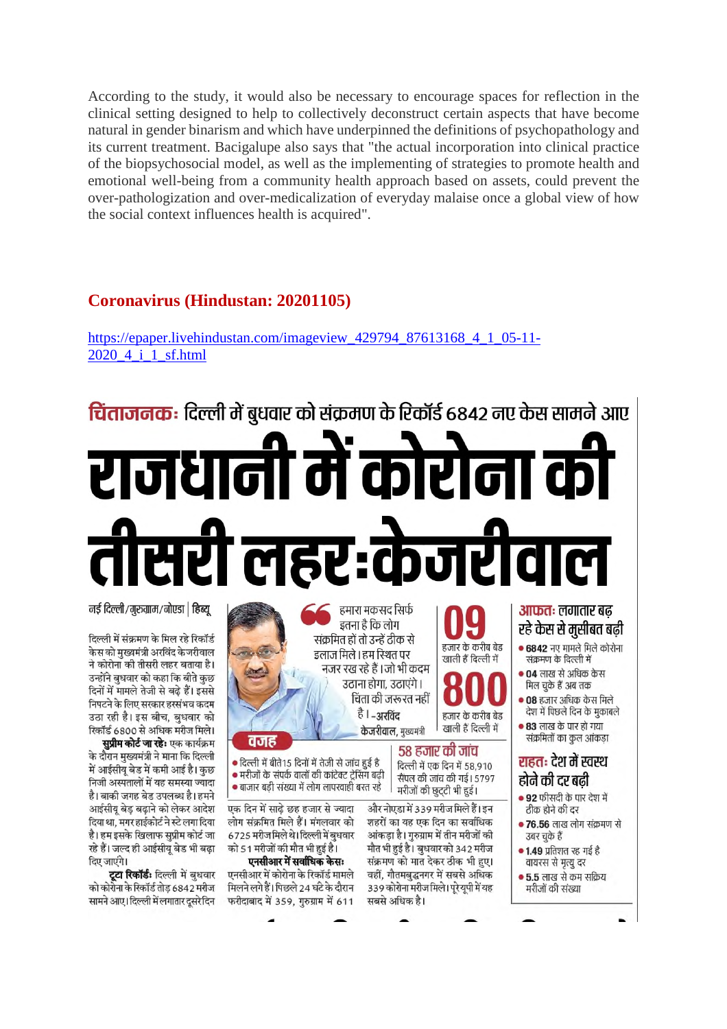According to the study, it would also be necessary to encourage spaces for reflection in the clinical setting designed to help to collectively deconstruct certain aspects that have become natural in gender binarism and which have underpinned the definitions of psychopathology and its current treatment. Bacigalupe also says that "the actual incorporation into clinical practice of the biopsychosocial model, as well as the implementing of strategies to promote health and emotional well-being from a community health approach based on assets, could prevent the over-pathologization and over-medicalization of everyday malaise once a global view of how the social context influences health is acquired".

## Coronavirus (Hindustan: 20201105)

https://epaper.livehindustan.com/imageview_429794_87613168_4_1_05-11-2020_4_i_1_sf.html

**चिंताजनक:** दिल्ली में बुधवार को संक्रमण के रिकॉर्ड 6842 नए केस सामने आए

# राजधानी में कोरोना की तीसरी लहर:केजरीवाल

नई दिल्ली/गुरुग्राम/नोएडा | हिब्यू

दिल्ली में संक्रमण के मिल रहे रिकॉर्ड केस को मुख्यमंत्री अरविंद केजरीवाल ने कोरोना की तीसरी लहर बताया है। उन्होंने बुधवार को कहा कि बीते कुछ दिनों में मामले तेजी से बढ़े हैं। इससे निपटने के लिए सरकार हरसंभव कदम उठा रही है। इस बीच, बुधवार को रिकॉर्ड 6800 से अधिक मरीज मिले।

**सुप्रीम कोर्ट जा रहे:** एक कार्यक्रम के दौरान मुख्यमंत्री ने माना कि दिल्ली में आईसीयू बेड में कमी आई है। कुछ निजी अस्पतालों में यह समस्या ज्यादा है। बाकी जगह बेड उपलब्ध है। हमने आईसीयू बेड़ बढ़ाने को लेकर आदेश दिया था, मगर हाईकोर्ट ने स्टे लगा दिया है। हम इसके खिलाफ सुप्रीम कोर्ट जा रहे हैं। जल्द ही आईसीयू बेड भी बढ़ा दिए जाएंगे।

**टूटा रिकॉर्ड:** दिल्ली में बुधवार को कोरोना के रिकॉर्ड तोड़ 6842 मरीज सामने आए। दिल्ली में लगातार दूसरे दिन एक दिन में साढ़े छह हजार से ज्यादा लोग संक्रमित मिले हैं। मंगलवार को 6725 मरीज मिले थे। दिल्ली में बुधवार को 51 मरीजों की मौत भी हुई है।

**एनसीआर में सर्वाधिक केस:** एनसीआर में कोरोना के रिकॉर्ड मामले मिलने लगे हैं। पिछले 24 घंटे के दौरान फरीदाबाद में 359, गुरुग्राम में 611 और नोएडा में 339 मरीज मिले हैं। इन शहरों का यह एक दिन का सर्वाधिक आंकड़ा है। गुरुग्राम में तीन मरीजों की मौत भी हुई है। बुधवार को 342 मरीज संक्रमण को मात देकर ठीक भी हुए। वहीं, गौतमबुद्धनगर में सबसे अधिक 339 कोरोना मरीज मिले। पूरे यूपी में यह सबसे अधिक है।

> हमारा मकसद सिर्फ इतना है कि लोग संक्रमित हों तो उन्हें ठीक से इलाज मिले। हम स्थित पर नजर रख रहे है। जो भी कदम उठाना होगा, उठाएंगे। चिंता की जरूरत नहीं है। -अरविंद केजरीवाल, मुख्यमंत्री

**09** हजार के करीब बेड खाली हैं दिल्ली में

**800** हजार के करीब बेड खाली है दिल्ली में

**वजह**
- दिल्ली में बीते 15 दिनों में तेजी से जांच हुई है
- मरीजों के संपर्क वालों की कांटेक्ट ट्रेसिंग बढ़ी
- बाजार बढ़ी संख्या में लोग लापरवाही बरत रहे

**58 हजार की जांच**

दिल्ली में एक दिन में 58,910 सैंपल की जांच की गई। 5797 मरीजों की छुट्टी भी हुई।

**आफत: लगातार बढ़ रहे केस से मुसीबत बढ़ी**
- **6842** नए मामले मिले कोरोना संक्रमण के दिल्ली में
- **04** लाख से अधिक केस मिल चुके हैं अब तक
- **08** हजार अधिक केस मिले देश में पिछले दिन के मुकाबले
- **83** लाख के पार हो गया संक्रमितों का कुल आंकड़ा

**राहत: देश में स्वस्थ होने की दर बढ़ी**
- **92** फीसदी के पार देश में ठीक होने की दर
- **76.56** लाख लोग संक्रमण से उबर चुके हैं
- **1.49** प्रतिशत रह गई है वायरस से मृत्यु दर
- **5.5** लाख से कम सक्रिय मरीजों की संख्या